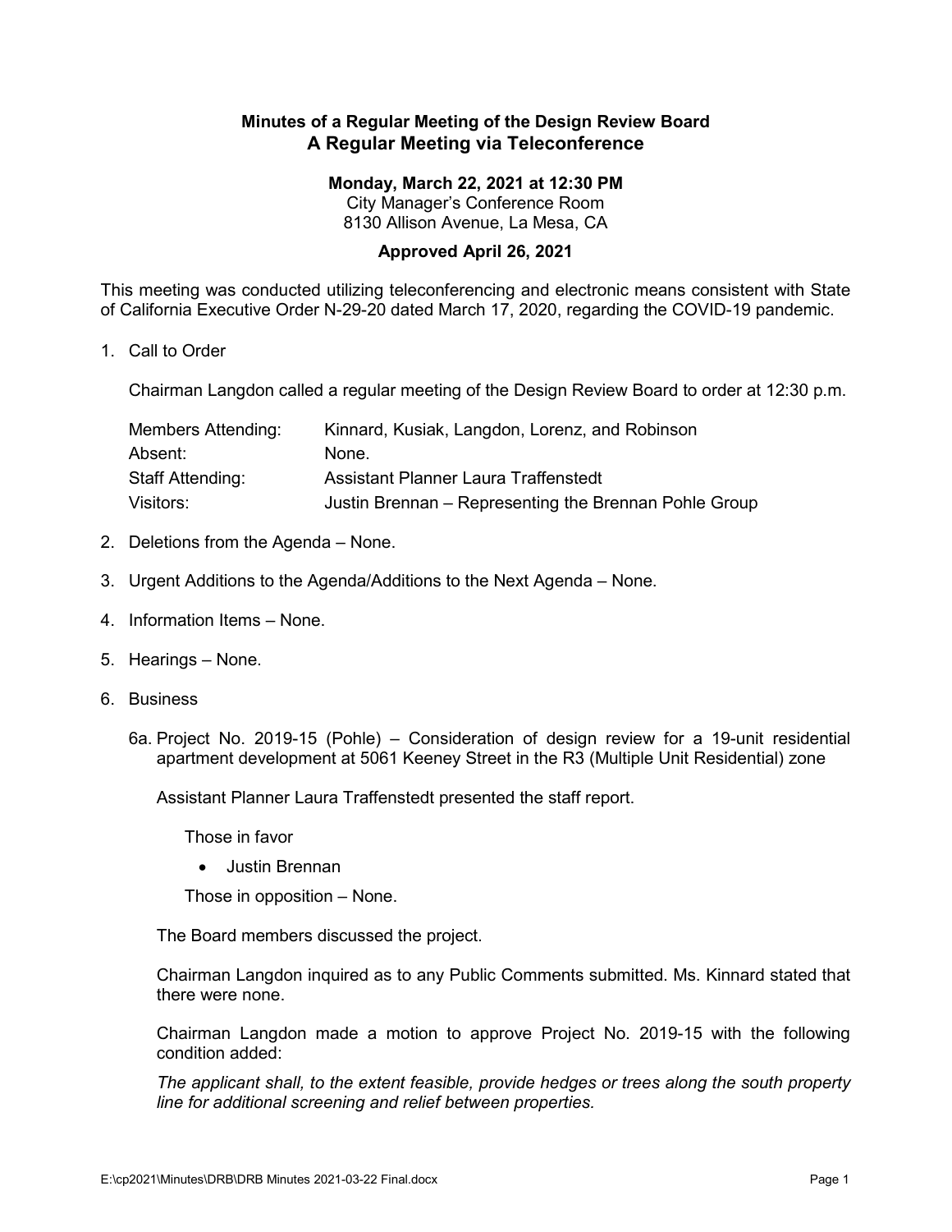**Minutes of a Regular Meeting of the Design Review Board**
**A Regular Meeting via Teleconference**

**Monday, March 22, 2021 at 12:30 PM**
City Manager's Conference Room
8130 Allison Avenue, La Mesa, CA

**Approved April 26, 2021**

This meeting was conducted utilizing teleconferencing and electronic means consistent with State of California Executive Order N-29-20 dated March 17, 2020, regarding the COVID-19 pandemic.

1. Call to Order

   Chairman Langdon called a regular meeting of the Design Review Board to order at 12:30 p.m.

   | | |
   |---|---|
   | Members Attending: | Kinnard, Kusiak, Langdon, Lorenz, and Robinson |
   | Absent: | None. |
   | Staff Attending: | Assistant Planner Laura Traffenstedt |
   | Visitors: | Justin Brennan – Representing the Brennan Pohle Group |

2. Deletions from the Agenda – None.

3. Urgent Additions to the Agenda/Additions to the Next Agenda – None.

4. Information Items – None.

5. Hearings – None.

6. Business

   6a. Project No. 2019-15 (Pohle) – Consideration of design review for a 19-unit residential apartment development at 5061 Keeney Street in the R3 (Multiple Unit Residential) zone

   Assistant Planner Laura Traffenstedt presented the staff report.

   Those in favor

   - Justin Brennan

   Those in opposition – None.

   The Board members discussed the project.

   Chairman Langdon inquired as to any Public Comments submitted. Ms. Kinnard stated that there were none.

   Chairman Langdon made a motion to approve Project No. 2019-15 with the following condition added:

   *The applicant shall, to the extent feasible, provide hedges or trees along the south property line for additional screening and relief between properties.*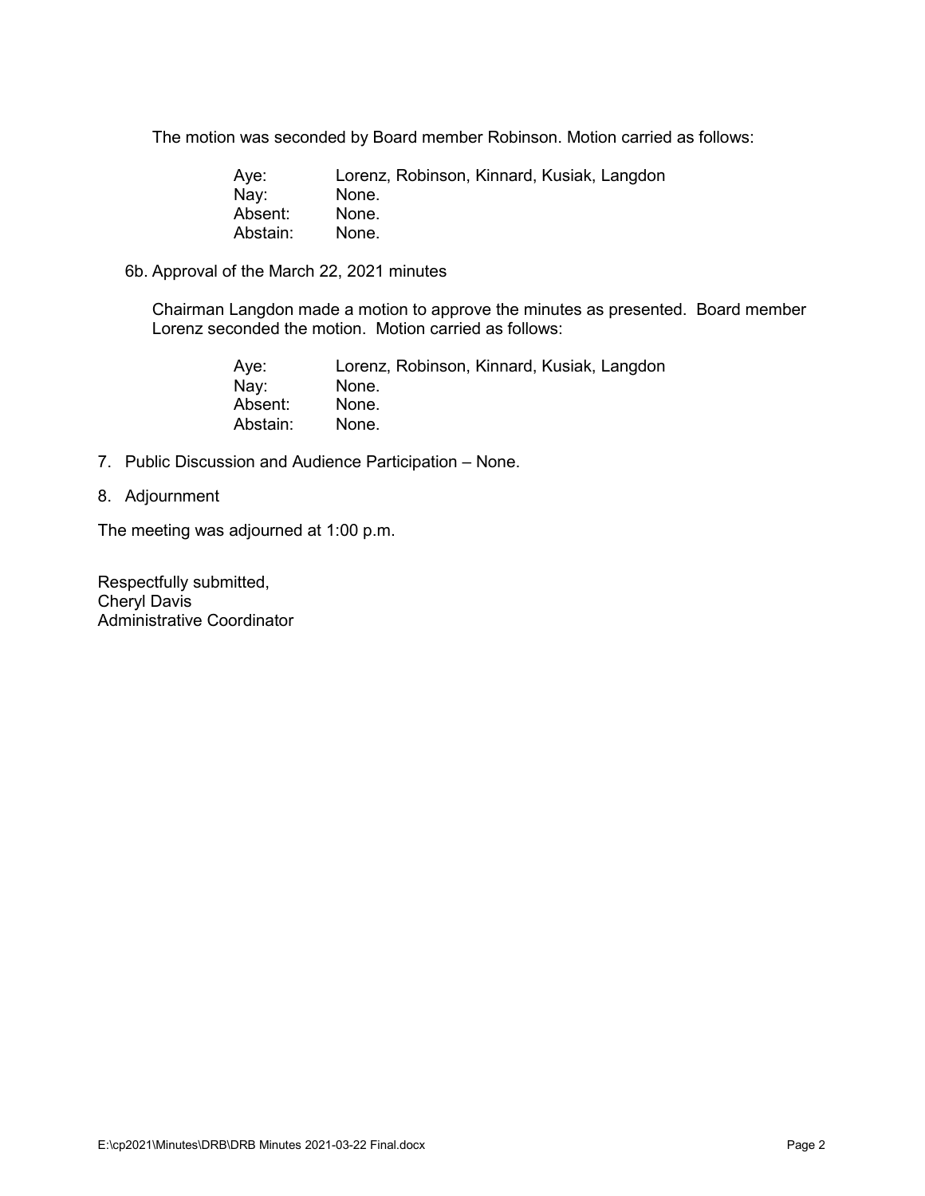The motion was seconded by Board member Robinson. Motion carried as follows:

| | |
|---|---|
| Aye: | Lorenz, Robinson, Kinnard, Kusiak, Langdon |
| Nay: | None. |
| Absent: | None. |
| Abstain: | None. |

6b. Approval of the March 22, 2021 minutes

Chairman Langdon made a motion to approve the minutes as presented. Board member Lorenz seconded the motion. Motion carried as follows:

| | |
|---|---|
| Aye: | Lorenz, Robinson, Kinnard, Kusiak, Langdon |
| Nay: | None. |
| Absent: | None. |
| Abstain: | None. |

7. Public Discussion and Audience Participation – None.

8. Adjournment

The meeting was adjourned at 1:00 p.m.

Respectfully submitted,
Cheryl Davis
Administrative Coordinator

E:\cp2021\Minutes\DRB\DRB Minutes 2021-03-22 Final.docx